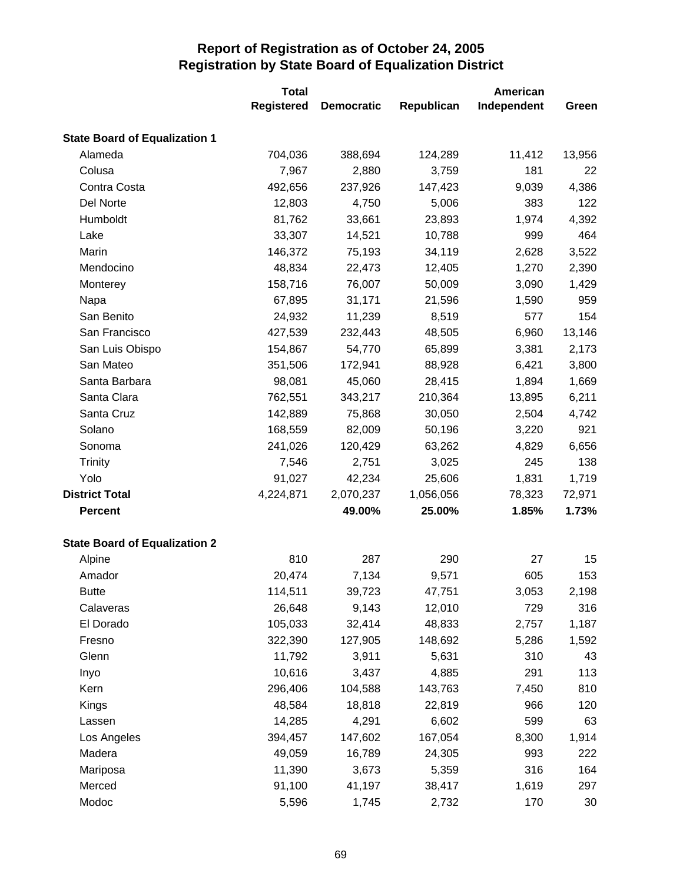# Report of Registration as of October 24, 2005
## Registration by State Board of Equalization District

| | Total Registered | Democratic | Republican | American Independent | Green |
|---|---|---|---|---|---|
| **State Board of Equalization 1** | | | | | |
| Alameda | 704,036 | 388,694 | 124,289 | 11,412 | 13,956 |
| Colusa | 7,967 | 2,880 | 3,759 | 181 | 22 |
| Contra Costa | 492,656 | 237,926 | 147,423 | 9,039 | 4,386 |
| Del Norte | 12,803 | 4,750 | 5,006 | 383 | 122 |
| Humboldt | 81,762 | 33,661 | 23,893 | 1,974 | 4,392 |
| Lake | 33,307 | 14,521 | 10,788 | 999 | 464 |
| Marin | 146,372 | 75,193 | 34,119 | 2,628 | 3,522 |
| Mendocino | 48,834 | 22,473 | 12,405 | 1,270 | 2,390 |
| Monterey | 158,716 | 76,007 | 50,009 | 3,090 | 1,429 |
| Napa | 67,895 | 31,171 | 21,596 | 1,590 | 959 |
| San Benito | 24,932 | 11,239 | 8,519 | 577 | 154 |
| San Francisco | 427,539 | 232,443 | 48,505 | 6,960 | 13,146 |
| San Luis Obispo | 154,867 | 54,770 | 65,899 | 3,381 | 2,173 |
| San Mateo | 351,506 | 172,941 | 88,928 | 6,421 | 3,800 |
| Santa Barbara | 98,081 | 45,060 | 28,415 | 1,894 | 1,669 |
| Santa Clara | 762,551 | 343,217 | 210,364 | 13,895 | 6,211 |
| Santa Cruz | 142,889 | 75,868 | 30,050 | 2,504 | 4,742 |
| Solano | 168,559 | 82,009 | 50,196 | 3,220 | 921 |
| Sonoma | 241,026 | 120,429 | 63,262 | 4,829 | 6,656 |
| Trinity | 7,546 | 2,751 | 3,025 | 245 | 138 |
| Yolo | 91,027 | 42,234 | 25,606 | 1,831 | 1,719 |
| **District Total** | 4,224,871 | 2,070,237 | 1,056,056 | 78,323 | 72,971 |
| **Percent** | | **49.00%** | **25.00%** | **1.85%** | **1.73%** |
| **State Board of Equalization 2** | | | | | |
| Alpine | 810 | 287 | 290 | 27 | 15 |
| Amador | 20,474 | 7,134 | 9,571 | 605 | 153 |
| Butte | 114,511 | 39,723 | 47,751 | 3,053 | 2,198 |
| Calaveras | 26,648 | 9,143 | 12,010 | 729 | 316 |
| El Dorado | 105,033 | 32,414 | 48,833 | 2,757 | 1,187 |
| Fresno | 322,390 | 127,905 | 148,692 | 5,286 | 1,592 |
| Glenn | 11,792 | 3,911 | 5,631 | 310 | 43 |
| Inyo | 10,616 | 3,437 | 4,885 | 291 | 113 |
| Kern | 296,406 | 104,588 | 143,763 | 7,450 | 810 |
| Kings | 48,584 | 18,818 | 22,819 | 966 | 120 |
| Lassen | 14,285 | 4,291 | 6,602 | 599 | 63 |
| Los Angeles | 394,457 | 147,602 | 167,054 | 8,300 | 1,914 |
| Madera | 49,059 | 16,789 | 24,305 | 993 | 222 |
| Mariposa | 11,390 | 3,673 | 5,359 | 316 | 164 |
| Merced | 91,100 | 41,197 | 38,417 | 1,619 | 297 |
| Modoc | 5,596 | 1,745 | 2,732 | 170 | 30 |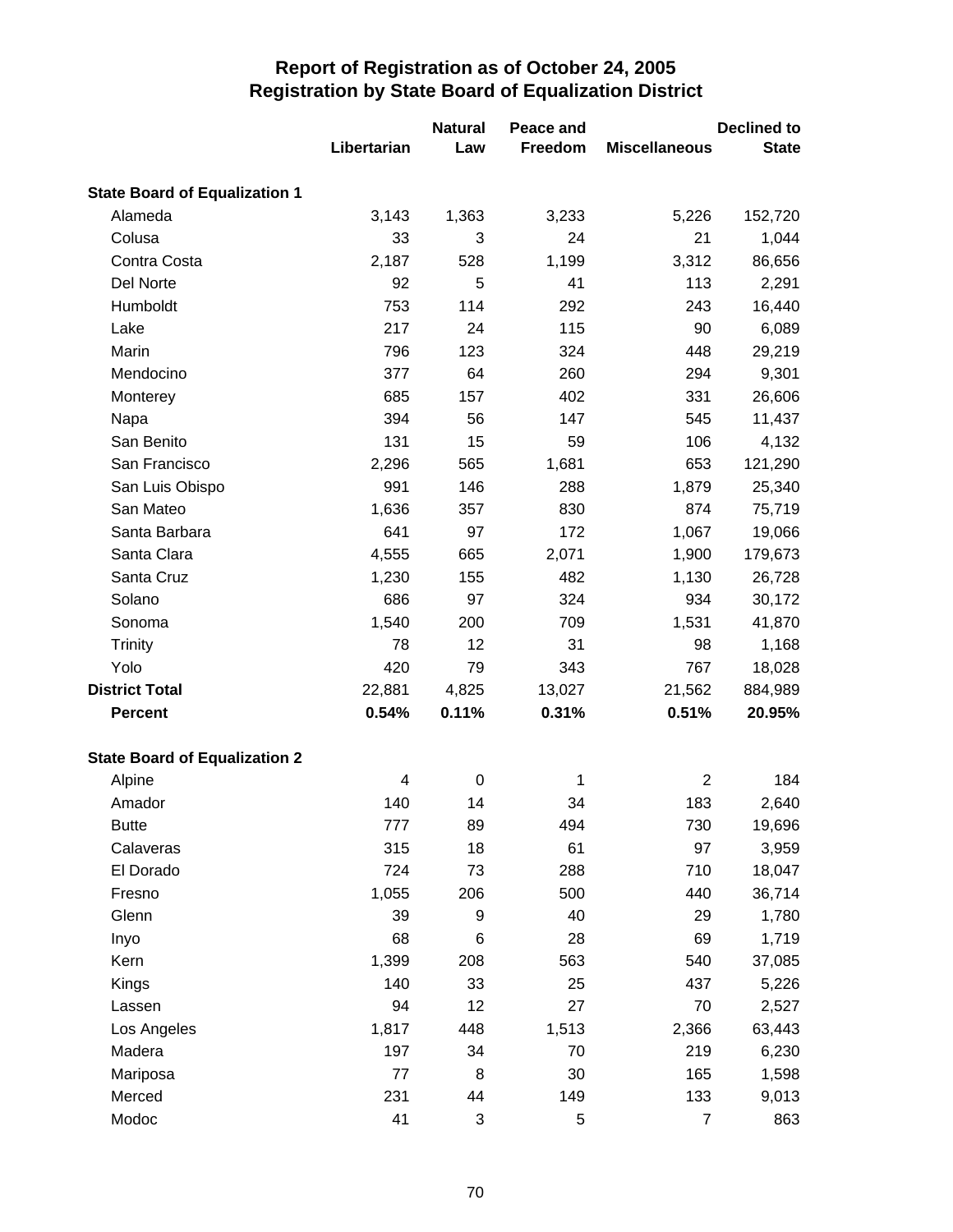# Report of Registration as of October 24, 2005
## Registration by State Board of Equalization District

| | Libertarian | Natural Law | Peace and Freedom | Miscellaneous | Declined to State |
|---|---|---|---|---|---|
| **State Board of Equalization 1** | | | | | |
| Alameda | 3,143 | 1,363 | 3,233 | 5,226 | 152,720 |
| Colusa | 33 | 3 | 24 | 21 | 1,044 |
| Contra Costa | 2,187 | 528 | 1,199 | 3,312 | 86,656 |
| Del Norte | 92 | 5 | 41 | 113 | 2,291 |
| Humboldt | 753 | 114 | 292 | 243 | 16,440 |
| Lake | 217 | 24 | 115 | 90 | 6,089 |
| Marin | 796 | 123 | 324 | 448 | 29,219 |
| Mendocino | 377 | 64 | 260 | 294 | 9,301 |
| Monterey | 685 | 157 | 402 | 331 | 26,606 |
| Napa | 394 | 56 | 147 | 545 | 11,437 |
| San Benito | 131 | 15 | 59 | 106 | 4,132 |
| San Francisco | 2,296 | 565 | 1,681 | 653 | 121,290 |
| San Luis Obispo | 991 | 146 | 288 | 1,879 | 25,340 |
| San Mateo | 1,636 | 357 | 830 | 874 | 75,719 |
| Santa Barbara | 641 | 97 | 172 | 1,067 | 19,066 |
| Santa Clara | 4,555 | 665 | 2,071 | 1,900 | 179,673 |
| Santa Cruz | 1,230 | 155 | 482 | 1,130 | 26,728 |
| Solano | 686 | 97 | 324 | 934 | 30,172 |
| Sonoma | 1,540 | 200 | 709 | 1,531 | 41,870 |
| Trinity | 78 | 12 | 31 | 98 | 1,168 |
| Yolo | 420 | 79 | 343 | 767 | 18,028 |
| **District Total** | 22,881 | 4,825 | 13,027 | 21,562 | 884,989 |
| **Percent** | **0.54%** | **0.11%** | **0.31%** | **0.51%** | **20.95%** |
| **State Board of Equalization 2** | | | | | |
| Alpine | 4 | 0 | 1 | 2 | 184 |
| Amador | 140 | 14 | 34 | 183 | 2,640 |
| Butte | 777 | 89 | 494 | 730 | 19,696 |
| Calaveras | 315 | 18 | 61 | 97 | 3,959 |
| El Dorado | 724 | 73 | 288 | 710 | 18,047 |
| Fresno | 1,055 | 206 | 500 | 440 | 36,714 |
| Glenn | 39 | 9 | 40 | 29 | 1,780 |
| Inyo | 68 | 6 | 28 | 69 | 1,719 |
| Kern | 1,399 | 208 | 563 | 540 | 37,085 |
| Kings | 140 | 33 | 25 | 437 | 5,226 |
| Lassen | 94 | 12 | 27 | 70 | 2,527 |
| Los Angeles | 1,817 | 448 | 1,513 | 2,366 | 63,443 |
| Madera | 197 | 34 | 70 | 219 | 6,230 |
| Mariposa | 77 | 8 | 30 | 165 | 1,598 |
| Merced | 231 | 44 | 149 | 133 | 9,013 |
| Modoc | 41 | 3 | 5 | 7 | 863 |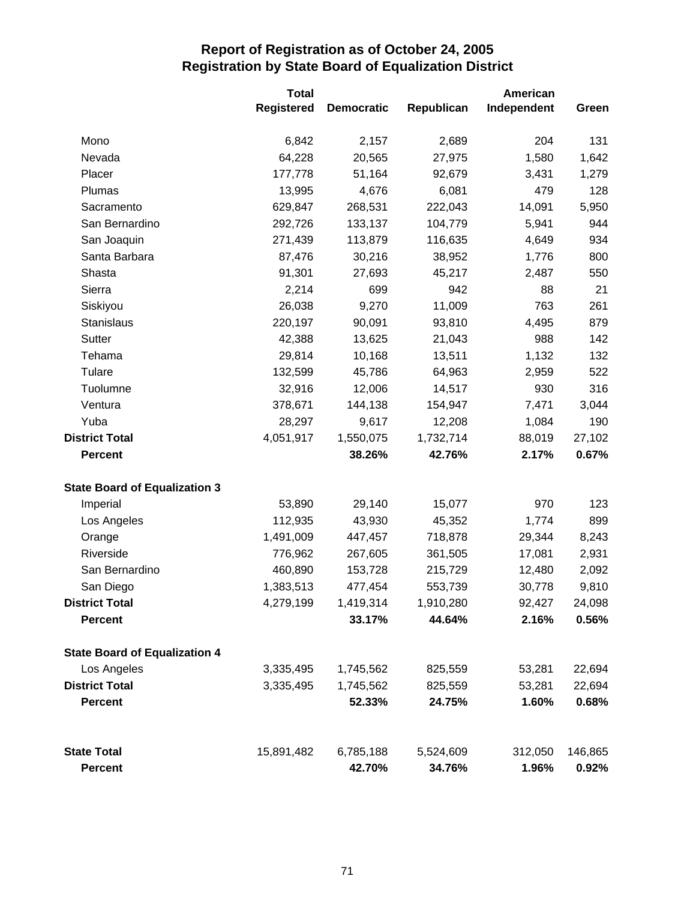## Report of Registration as of October 24, 2005
## Registration by State Board of Equalization District

| | Total Registered | Democratic | Republican | American Independent | Green |
|---|---|---|---|---|---|
| Mono | 6,842 | 2,157 | 2,689 | 204 | 131 |
| Nevada | 64,228 | 20,565 | 27,975 | 1,580 | 1,642 |
| Placer | 177,778 | 51,164 | 92,679 | 3,431 | 1,279 |
| Plumas | 13,995 | 4,676 | 6,081 | 479 | 128 |
| Sacramento | 629,847 | 268,531 | 222,043 | 14,091 | 5,950 |
| San Bernardino | 292,726 | 133,137 | 104,779 | 5,941 | 944 |
| San Joaquin | 271,439 | 113,879 | 116,635 | 4,649 | 934 |
| Santa Barbara | 87,476 | 30,216 | 38,952 | 1,776 | 800 |
| Shasta | 91,301 | 27,693 | 45,217 | 2,487 | 550 |
| Sierra | 2,214 | 699 | 942 | 88 | 21 |
| Siskiyou | 26,038 | 9,270 | 11,009 | 763 | 261 |
| Stanislaus | 220,197 | 90,091 | 93,810 | 4,495 | 879 |
| Sutter | 42,388 | 13,625 | 21,043 | 988 | 142 |
| Tehama | 29,814 | 10,168 | 13,511 | 1,132 | 132 |
| Tulare | 132,599 | 45,786 | 64,963 | 2,959 | 522 |
| Tuolumne | 32,916 | 12,006 | 14,517 | 930 | 316 |
| Ventura | 378,671 | 144,138 | 154,947 | 7,471 | 3,044 |
| Yuba | 28,297 | 9,617 | 12,208 | 1,084 | 190 |
| **District Total** | 4,051,917 | 1,550,075 | 1,732,714 | 88,019 | 27,102 |
| **Percent** | | **38.26%** | **42.76%** | **2.17%** | **0.67%** |
| **State Board of Equalization 3** | | | | | |
| Imperial | 53,890 | 29,140 | 15,077 | 970 | 123 |
| Los Angeles | 112,935 | 43,930 | 45,352 | 1,774 | 899 |
| Orange | 1,491,009 | 447,457 | 718,878 | 29,344 | 8,243 |
| Riverside | 776,962 | 267,605 | 361,505 | 17,081 | 2,931 |
| San Bernardino | 460,890 | 153,728 | 215,729 | 12,480 | 2,092 |
| San Diego | 1,383,513 | 477,454 | 553,739 | 30,778 | 9,810 |
| **District Total** | 4,279,199 | 1,419,314 | 1,910,280 | 92,427 | 24,098 |
| **Percent** | | **33.17%** | **44.64%** | **2.16%** | **0.56%** |
| **State Board of Equalization 4** | | | | | |
| Los Angeles | 3,335,495 | 1,745,562 | 825,559 | 53,281 | 22,694 |
| **District Total** | 3,335,495 | 1,745,562 | 825,559 | 53,281 | 22,694 |
| **Percent** | | **52.33%** | **24.75%** | **1.60%** | **0.68%** |
| **State Total** | 15,891,482 | 6,785,188 | 5,524,609 | 312,050 | 146,865 |
| **Percent** | | **42.70%** | **34.76%** | **1.96%** | **0.92%** |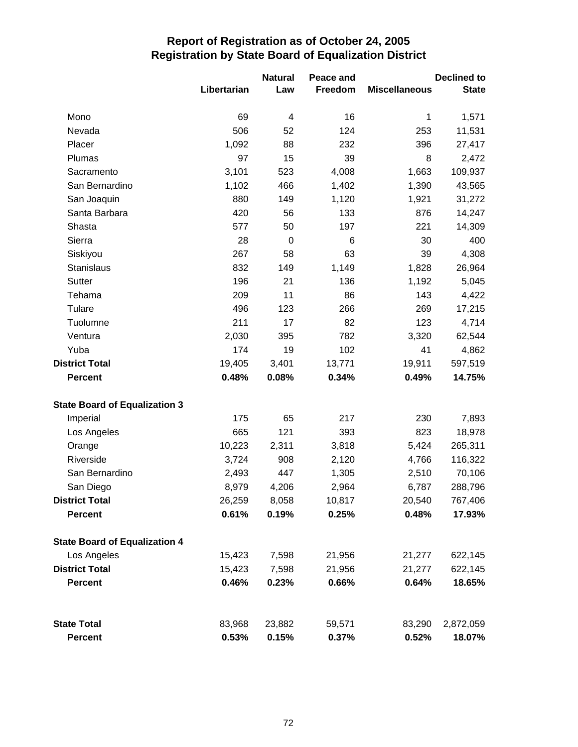# Report of Registration as of October 24, 2005
## Registration by State Board of Equalization District

| | Libertarian | Natural Law | Peace and Freedom | Miscellaneous | Declined to State |
|---|---|---|---|---|---|
| Mono | 69 | 4 | 16 | 1 | 1,571 |
| Nevada | 506 | 52 | 124 | 253 | 11,531 |
| Placer | 1,092 | 88 | 232 | 396 | 27,417 |
| Plumas | 97 | 15 | 39 | 8 | 2,472 |
| Sacramento | 3,101 | 523 | 4,008 | 1,663 | 109,937 |
| San Bernardino | 1,102 | 466 | 1,402 | 1,390 | 43,565 |
| San Joaquin | 880 | 149 | 1,120 | 1,921 | 31,272 |
| Santa Barbara | 420 | 56 | 133 | 876 | 14,247 |
| Shasta | 577 | 50 | 197 | 221 | 14,309 |
| Sierra | 28 | 0 | 6 | 30 | 400 |
| Siskiyou | 267 | 58 | 63 | 39 | 4,308 |
| Stanislaus | 832 | 149 | 1,149 | 1,828 | 26,964 |
| Sutter | 196 | 21 | 136 | 1,192 | 5,045 |
| Tehama | 209 | 11 | 86 | 143 | 4,422 |
| Tulare | 496 | 123 | 266 | 269 | 17,215 |
| Tuolumne | 211 | 17 | 82 | 123 | 4,714 |
| Ventura | 2,030 | 395 | 782 | 3,320 | 62,544 |
| Yuba | 174 | 19 | 102 | 41 | 4,862 |
| **District Total** | 19,405 | 3,401 | 13,771 | 19,911 | 597,519 |
| **Percent** | **0.48%** | **0.08%** | **0.34%** | **0.49%** | **14.75%** |
| **State Board of Equalization 3** | | | | | |
| Imperial | 175 | 65 | 217 | 230 | 7,893 |
| Los Angeles | 665 | 121 | 393 | 823 | 18,978 |
| Orange | 10,223 | 2,311 | 3,818 | 5,424 | 265,311 |
| Riverside | 3,724 | 908 | 2,120 | 4,766 | 116,322 |
| San Bernardino | 2,493 | 447 | 1,305 | 2,510 | 70,106 |
| San Diego | 8,979 | 4,206 | 2,964 | 6,787 | 288,796 |
| **District Total** | 26,259 | 8,058 | 10,817 | 20,540 | 767,406 |
| **Percent** | **0.61%** | **0.19%** | **0.25%** | **0.48%** | **17.93%** |
| **State Board of Equalization 4** | | | | | |
| Los Angeles | 15,423 | 7,598 | 21,956 | 21,277 | 622,145 |
| **District Total** | 15,423 | 7,598 | 21,956 | 21,277 | 622,145 |
| **Percent** | **0.46%** | **0.23%** | **0.66%** | **0.64%** | **18.65%** |
| **State Total** | 83,968 | 23,882 | 59,571 | 83,290 | 2,872,059 |
| **Percent** | **0.53%** | **0.15%** | **0.37%** | **0.52%** | **18.07%** |